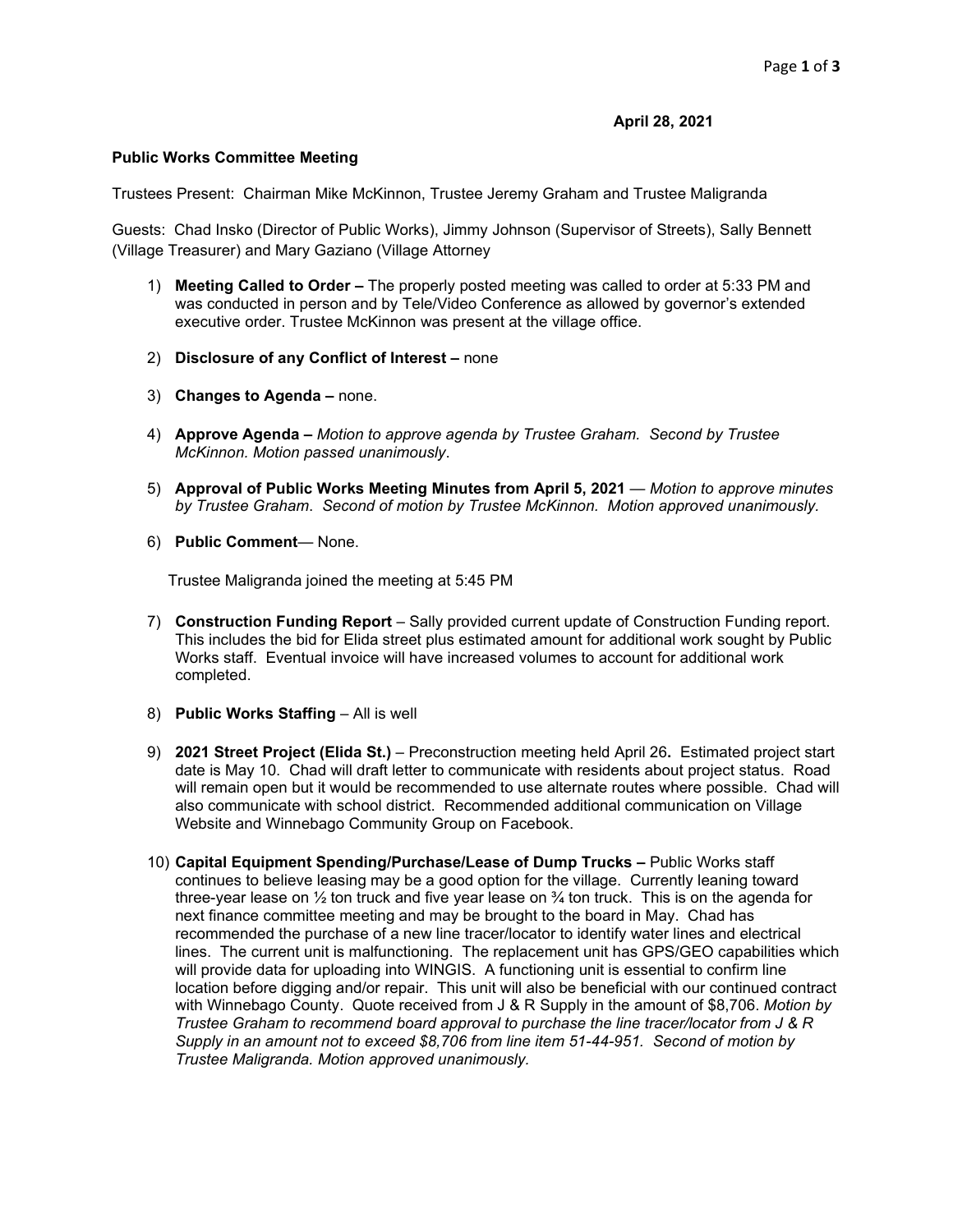**April 28, 2021**

**Public Works Committee Meeting**

Trustees Present: Chairman Mike McKinnon, Trustee Jeremy Graham and Trustee Maligranda

Guests: Chad Insko (Director of Public Works), Jimmy Johnson (Supervisor of Streets), Sally Bennett (Village Treasurer) and Mary Gaziano (Village Attorney

1) **Meeting Called to Order –** The properly posted meeting was called to order at 5:33 PM and was conducted in person and by Tele/Video Conference as allowed by governor's extended executive order. Trustee McKinnon was present at the village office.

2) **Disclosure of any Conflict of Interest –** none

3) **Changes to Agenda –** none.

4) **Approve Agenda –** *Motion to approve agenda by Trustee Graham. Second by Trustee McKinnon. Motion passed unanimously*.

5) **Approval of Public Works Meeting Minutes from April 5, 2021** — *Motion to approve minutes by Trustee Graham. Second of motion by Trustee McKinnon. Motion approved unanimously.*

6) **Public Comment**— None.

   Trustee Maligranda joined the meeting at 5:45 PM

7) **Construction Funding Report** – Sally provided current update of Construction Funding report. This includes the bid for Elida street plus estimated amount for additional work sought by Public Works staff. Eventual invoice will have increased volumes to account for additional work completed.

8) **Public Works Staffing** – All is well

9) **2021 Street Project (Elida St.)** – Preconstruction meeting held April 26**.** Estimated project start date is May 10. Chad will draft letter to communicate with residents about project status. Road will remain open but it would be recommended to use alternate routes where possible. Chad will also communicate with school district. Recommended additional communication on Village Website and Winnebago Community Group on Facebook.

10) **Capital Equipment Spending/Purchase/Lease of Dump Trucks –** Public Works staff continues to believe leasing may be a good option for the village. Currently leaning toward three-year lease on ½ ton truck and five year lease on ¾ ton truck. This is on the agenda for next finance committee meeting and may be brought to the board in May. Chad has recommended the purchase of a new line tracer/locator to identify water lines and electrical lines. The current unit is malfunctioning. The replacement unit has GPS/GEO capabilities which will provide data for uploading into WINGIS. A functioning unit is essential to confirm line location before digging and/or repair. This unit will also be beneficial with our continued contract with Winnebago County. Quote received from J & R Supply in the amount of $8,706. *Motion by Trustee Graham to recommend board approval to purchase the line tracer/locator from J & R Supply in an amount not to exceed $8,706 from line item 51-44-951. Second of motion by Trustee Maligranda. Motion approved unanimously.*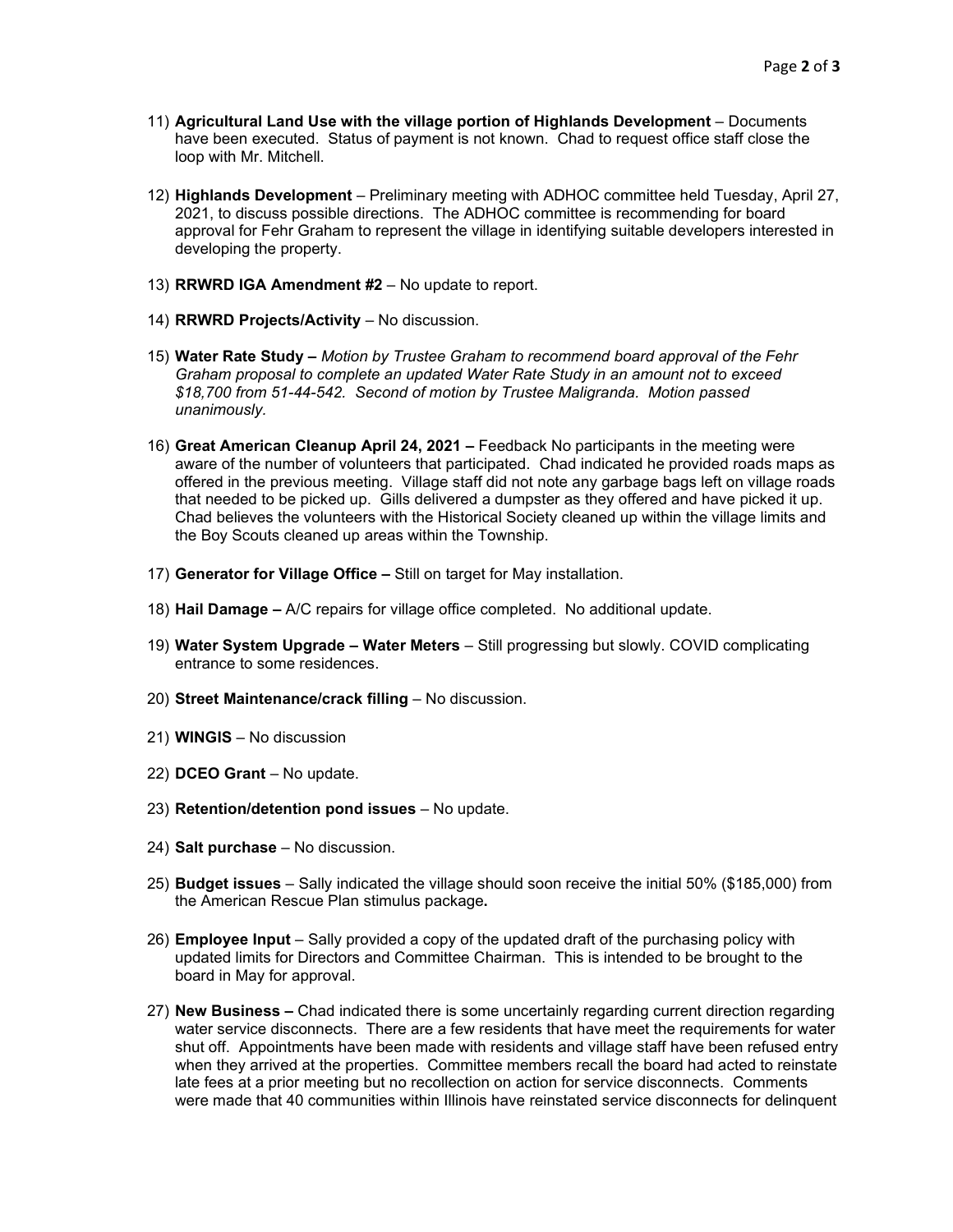11) **Agricultural Land Use with the village portion of Highlands Development** – Documents have been executed. Status of payment is not known. Chad to request office staff close the loop with Mr. Mitchell.

12) **Highlands Development** – Preliminary meeting with ADHOC committee held Tuesday, April 27, 2021, to discuss possible directions. The ADHOC committee is recommending for board approval for Fehr Graham to represent the village in identifying suitable developers interested in developing the property.

13) **RRWRD IGA Amendment #2** – No update to report.

14) **RRWRD Projects/Activity** – No discussion.

15) **Water Rate Study –** *Motion by Trustee Graham to recommend board approval of the Fehr Graham proposal to complete an updated Water Rate Study in an amount not to exceed $18,700 from 51-44-542. Second of motion by Trustee Maligranda. Motion passed unanimously.*

16) **Great American Cleanup April 24, 2021 –** Feedback No participants in the meeting were aware of the number of volunteers that participated. Chad indicated he provided roads maps as offered in the previous meeting. Village staff did not note any garbage bags left on village roads that needed to be picked up. Gills delivered a dumpster as they offered and have picked it up. Chad believes the volunteers with the Historical Society cleaned up within the village limits and the Boy Scouts cleaned up areas within the Township.

17) **Generator for Village Office –** Still on target for May installation.

18) **Hail Damage –** A/C repairs for village office completed. No additional update.

19) **Water System Upgrade – Water Meters** – Still progressing but slowly. COVID complicating entrance to some residences.

20) **Street Maintenance/crack filling** – No discussion.

21) **WINGIS** – No discussion

22) **DCEO Grant** – No update.

23) **Retention/detention pond issues** – No update.

24) **Salt purchase** – No discussion.

25) **Budget issues** – Sally indicated the village should soon receive the initial 50% ($185,000) from the American Rescue Plan stimulus package**.**

26) **Employee Input** – Sally provided a copy of the updated draft of the purchasing policy with updated limits for Directors and Committee Chairman. This is intended to be brought to the board in May for approval.

27) **New Business –** Chad indicated there is some uncertainly regarding current direction regarding water service disconnects. There are a few residents that have meet the requirements for water shut off. Appointments have been made with residents and village staff have been refused entry when they arrived at the properties. Committee members recall the board had acted to reinstate late fees at a prior meeting but no recollection on action for service disconnects. Comments were made that 40 communities within Illinois have reinstated service disconnects for delinquent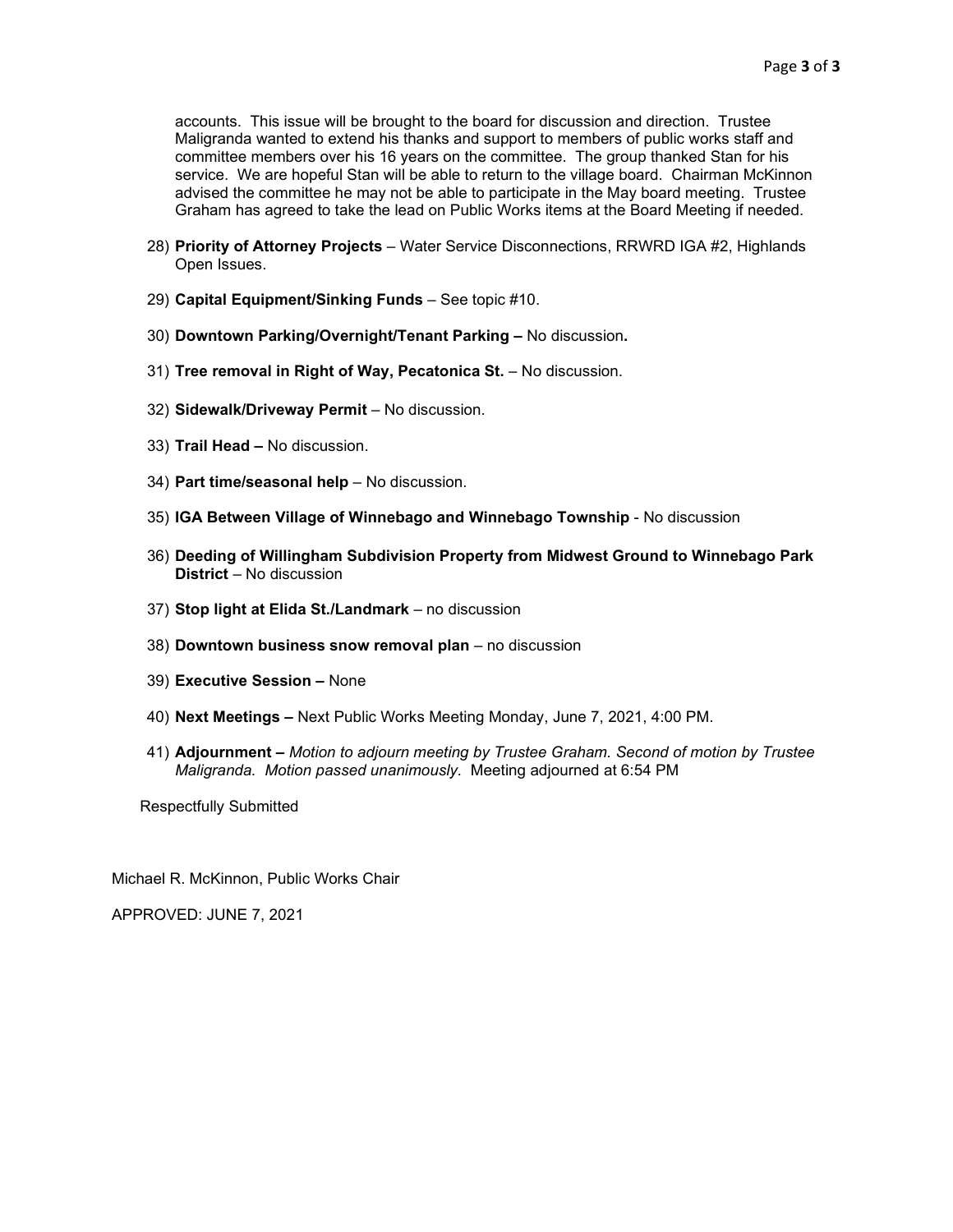accounts. This issue will be brought to the board for discussion and direction. Trustee Maligranda wanted to extend his thanks and support to members of public works staff and committee members over his 16 years on the committee. The group thanked Stan for his service. We are hopeful Stan will be able to return to the village board. Chairman McKinnon advised the committee he may not be able to participate in the May board meeting. Trustee Graham has agreed to take the lead on Public Works items at the Board Meeting if needed.

28) **Priority of Attorney Projects** – Water Service Disconnections, RRWRD IGA #2, Highlands Open Issues.

29) **Capital Equipment/Sinking Funds** – See topic #10.

30) **Downtown Parking/Overnight/Tenant Parking –** No discussion**.**

31) **Tree removal in Right of Way, Pecatonica St.** – No discussion.

32) **Sidewalk/Driveway Permit** – No discussion.

33) **Trail Head –** No discussion.

34) **Part time/seasonal help** – No discussion.

35) **IGA Between Village of Winnebago and Winnebago Township** - No discussion

36) **Deeding of Willingham Subdivision Property from Midwest Ground to Winnebago Park District** – No discussion

37) **Stop light at Elida St./Landmark** – no discussion

38) **Downtown business snow removal plan** – no discussion

39) **Executive Session –** None

40) **Next Meetings –** Next Public Works Meeting Monday, June 7, 2021, 4:00 PM.

41) **Adjournment –** *Motion to adjourn meeting by Trustee Graham. Second of motion by Trustee Maligranda. Motion passed unanimously.* Meeting adjourned at 6:54 PM

Respectfully Submitted

Michael R. McKinnon, Public Works Chair

APPROVED: JUNE 7, 2021